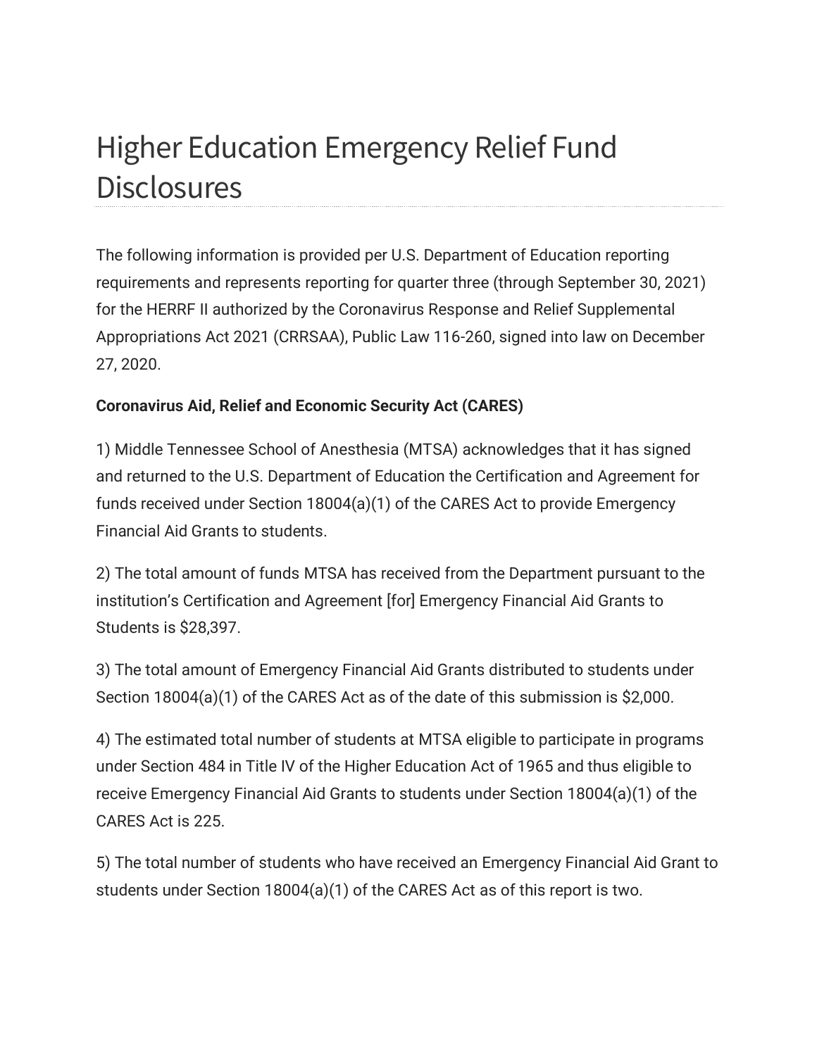# Higher Education Emergency Relief Fund Disclosures

The following information is provided per U.S. Department of Education reporting requirements and represents reporting for quarter three (through September 30, 2021) for the HERRF II authorized by the Coronavirus Response and Relief Supplemental Appropriations Act 2021 (CRRSAA), Public Law 116-260, signed into law on December 27, 2020.

**Coronavirus Aid, Relief and Economic Security Act (CARES)**

1) Middle Tennessee School of Anesthesia (MTSA) acknowledges that it has signed and returned to the U.S. Department of Education the Certification and Agreement for funds received under Section 18004(a)(1) of the CARES Act to provide Emergency Financial Aid Grants to students.

2) The total amount of funds MTSA has received from the Department pursuant to the institution's Certification and Agreement [for] Emergency Financial Aid Grants to Students is $28,397.

3) The total amount of Emergency Financial Aid Grants distributed to students under Section 18004(a)(1) of the CARES Act as of the date of this submission is $2,000.

4) The estimated total number of students at MTSA eligible to participate in programs under Section 484 in Title IV of the Higher Education Act of 1965 and thus eligible to receive Emergency Financial Aid Grants to students under Section 18004(a)(1) of the CARES Act is 225.

5) The total number of students who have received an Emergency Financial Aid Grant to students under Section 18004(a)(1) of the CARES Act as of this report is two.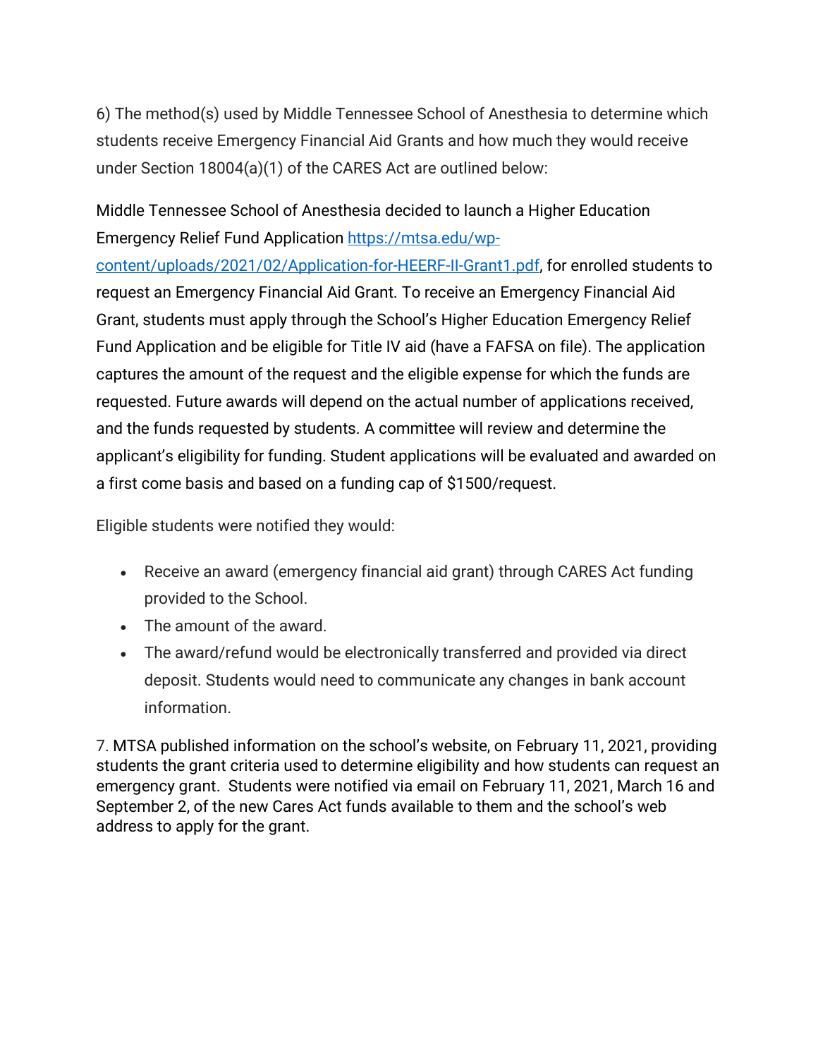6) The method(s) used by Middle Tennessee School of Anesthesia to determine which students receive Emergency Financial Aid Grants and how much they would receive under Section 18004(a)(1) of the CARES Act are outlined below:

Middle Tennessee School of Anesthesia decided to launch a Higher Education Emergency Relief Fund Application [https://mtsa.edu/wp-content/uploads/2021/02/Application-for-HEERF-II-Grant1.pdf](https://mtsa.edu/wp-content/uploads/2021/02/Application-for-HEERF-II-Grant1.pdf), for enrolled students to request an Emergency Financial Aid Grant. To receive an Emergency Financial Aid Grant, students must apply through the School's Higher Education Emergency Relief Fund Application and be eligible for Title IV aid (have a FAFSA on file). The application captures the amount of the request and the eligible expense for which the funds are requested. Future awards will depend on the actual number of applications received, and the funds requested by students. A committee will review and determine the applicant's eligibility for funding. Student applications will be evaluated and awarded on a first come basis and based on a funding cap of $1500/request.

Eligible students were notified they would:

- Receive an award (emergency financial aid grant) through CARES Act funding provided to the School.
- The amount of the award.
- The award/refund would be electronically transferred and provided via direct deposit. Students would need to communicate any changes in bank account information.

7. MTSA published information on the school's website, on February 11, 2021, providing students the grant criteria used to determine eligibility and how students can request an emergency grant. Students were notified via email on February 11, 2021, March 16 and September 2, of the new Cares Act funds available to them and the school's web address to apply for the grant.